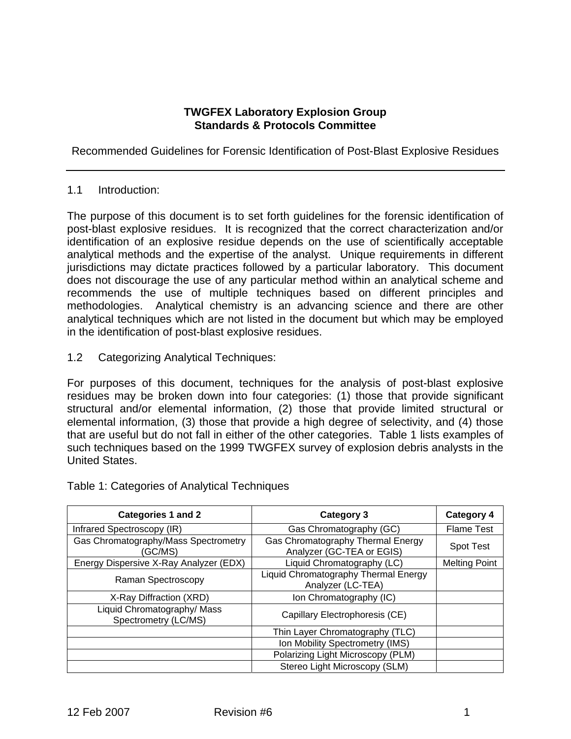**TWGFEX Laboratory Explosion Group**
**Standards & Protocols Committee**

Recommended Guidelines for Forensic Identification of Post-Blast Explosive Residues

---

## 1.1 Introduction:

The purpose of this document is to set forth guidelines for the forensic identification of post-blast explosive residues. It is recognized that the correct characterization and/or identification of an explosive residue depends on the use of scientifically acceptable analytical methods and the expertise of the analyst. Unique requirements in different jurisdictions may dictate practices followed by a particular laboratory. This document does not discourage the use of any particular method within an analytical scheme and recommends the use of multiple techniques based on different principles and methodologies. Analytical chemistry is an advancing science and there are other analytical techniques which are not listed in the document but which may be employed in the identification of post-blast explosive residues.

## 1.2 Categorizing Analytical Techniques:

For purposes of this document, techniques for the analysis of post-blast explosive residues may be broken down into four categories: (1) those that provide significant structural and/or elemental information, (2) those that provide limited structural or elemental information, (3) those that provide a high degree of selectivity, and (4) those that are useful but do not fall in either of the other categories. Table 1 lists examples of such techniques based on the 1999 TWGFEX survey of explosion debris analysts in the United States.

Table 1: Categories of Analytical Techniques

| Categories 1 and 2 | Category 3 | Category 4 |
|---|---|---|
| Infrared Spectroscopy (IR) | Gas Chromatography (GC) | Flame Test |
| Gas Chromatography/Mass Spectrometry (GC/MS) | Gas Chromatography Thermal Energy Analyzer (GC-TEA or EGIS) | Spot Test |
| Energy Dispersive X-Ray Analyzer (EDX) | Liquid Chromatography (LC) | Melting Point |
| Raman Spectroscopy | Liquid Chromatography Thermal Energy Analyzer (LC-TEA) | |
| X-Ray Diffraction (XRD) | Ion Chromatography (IC) | |
| Liquid Chromatography/ Mass Spectrometry (LC/MS) | Capillary Electrophoresis (CE) | |
| | Thin Layer Chromatography (TLC) | |
| | Ion Mobility Spectrometry (IMS) | |
| | Polarizing Light Microscopy (PLM) | |
| | Stereo Light Microscopy (SLM) | |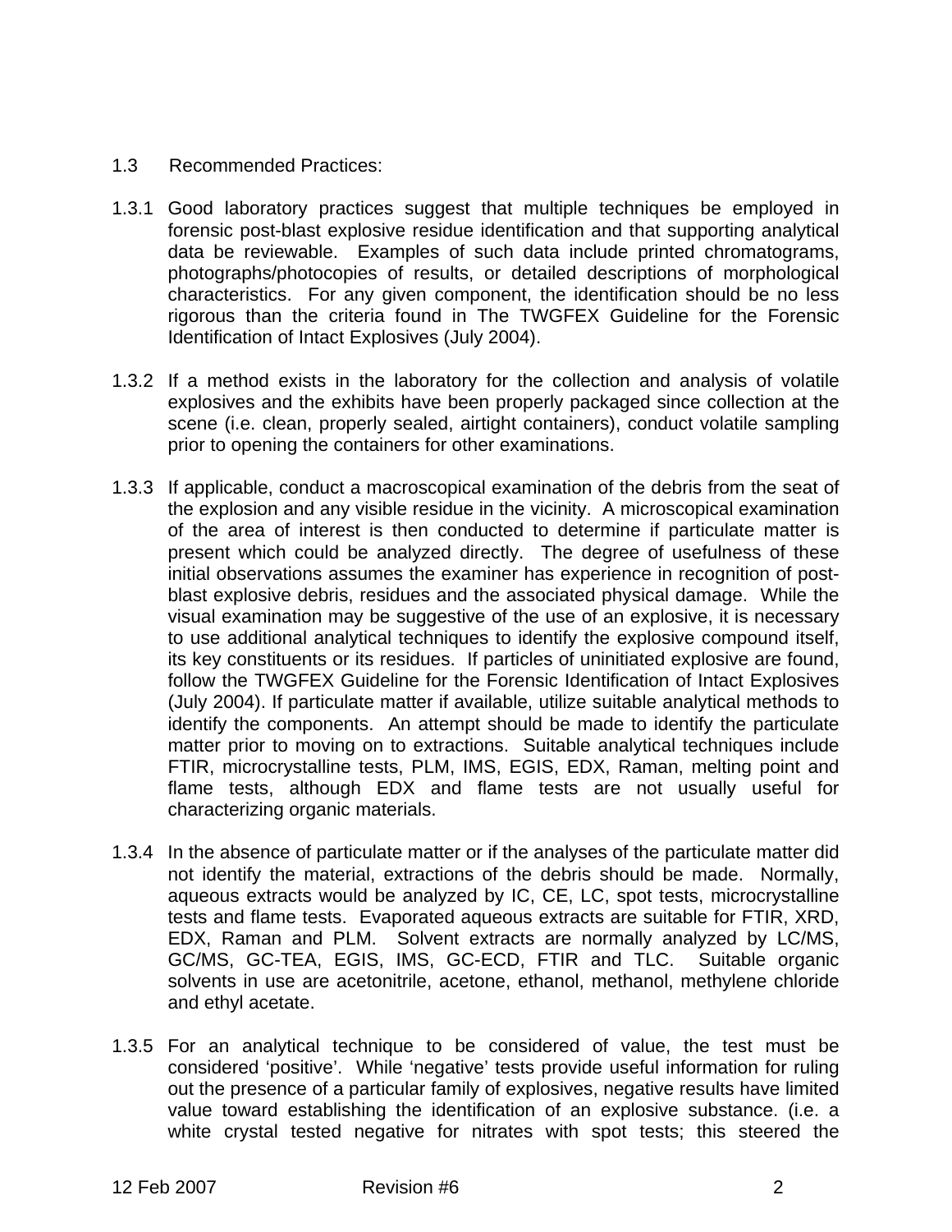## 1.3 Recommended Practices:

1.3.1 Good laboratory practices suggest that multiple techniques be employed in forensic post-blast explosive residue identification and that supporting analytical data be reviewable. Examples of such data include printed chromatograms, photographs/photocopies of results, or detailed descriptions of morphological characteristics. For any given component, the identification should be no less rigorous than the criteria found in The TWGFEX Guideline for the Forensic Identification of Intact Explosives (July 2004).

1.3.2 If a method exists in the laboratory for the collection and analysis of volatile explosives and the exhibits have been properly packaged since collection at the scene (i.e. clean, properly sealed, airtight containers), conduct volatile sampling prior to opening the containers for other examinations.

1.3.3 If applicable, conduct a macroscopical examination of the debris from the seat of the explosion and any visible residue in the vicinity. A microscopical examination of the area of interest is then conducted to determine if particulate matter is present which could be analyzed directly. The degree of usefulness of these initial observations assumes the examiner has experience in recognition of post-blast explosive debris, residues and the associated physical damage. While the visual examination may be suggestive of the use of an explosive, it is necessary to use additional analytical techniques to identify the explosive compound itself, its key constituents or its residues. If particles of uninitiated explosive are found, follow the TWGFEX Guideline for the Forensic Identification of Intact Explosives (July 2004). If particulate matter if available, utilize suitable analytical methods to identify the components. An attempt should be made to identify the particulate matter prior to moving on to extractions. Suitable analytical techniques include FTIR, microcrystalline tests, PLM, IMS, EGIS, EDX, Raman, melting point and flame tests, although EDX and flame tests are not usually useful for characterizing organic materials.

1.3.4 In the absence of particulate matter or if the analyses of the particulate matter did not identify the material, extractions of the debris should be made. Normally, aqueous extracts would be analyzed by IC, CE, LC, spot tests, microcrystalline tests and flame tests. Evaporated aqueous extracts are suitable for FTIR, XRD, EDX, Raman and PLM. Solvent extracts are normally analyzed by LC/MS, GC/MS, GC-TEA, EGIS, IMS, GC-ECD, FTIR and TLC. Suitable organic solvents in use are acetonitrile, acetone, ethanol, methanol, methylene chloride and ethyl acetate.

1.3.5 For an analytical technique to be considered of value, the test must be considered 'positive'. While 'negative' tests provide useful information for ruling out the presence of a particular family of explosives, negative results have limited value toward establishing the identification of an explosive substance. (i.e. a white crystal tested negative for nitrates with spot tests; this steered the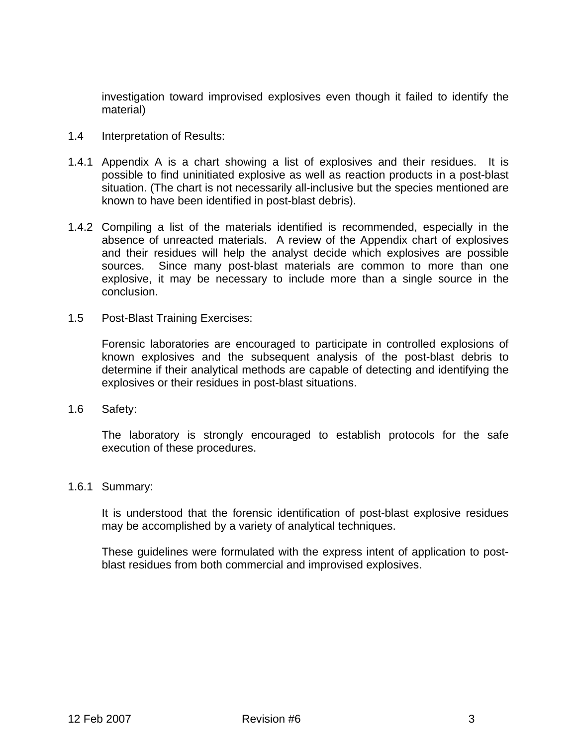investigation toward improvised explosives even though it failed to identify the material)

1.4 Interpretation of Results:

1.4.1 Appendix A is a chart showing a list of explosives and their residues. It is possible to find uninitiated explosive as well as reaction products in a post-blast situation. (The chart is not necessarily all-inclusive but the species mentioned are known to have been identified in post-blast debris).

1.4.2 Compiling a list of the materials identified is recommended, especially in the absence of unreacted materials. A review of the Appendix chart of explosives and their residues will help the analyst decide which explosives are possible sources. Since many post-blast materials are common to more than one explosive, it may be necessary to include more than a single source in the conclusion.

1.5 Post-Blast Training Exercises:

Forensic laboratories are encouraged to participate in controlled explosions of known explosives and the subsequent analysis of the post-blast debris to determine if their analytical methods are capable of detecting and identifying the explosives or their residues in post-blast situations.

1.6 Safety:

The laboratory is strongly encouraged to establish protocols for the safe execution of these procedures.

1.6.1 Summary:

It is understood that the forensic identification of post-blast explosive residues may be accomplished by a variety of analytical techniques.

These guidelines were formulated with the express intent of application to post-blast residues from both commercial and improvised explosives.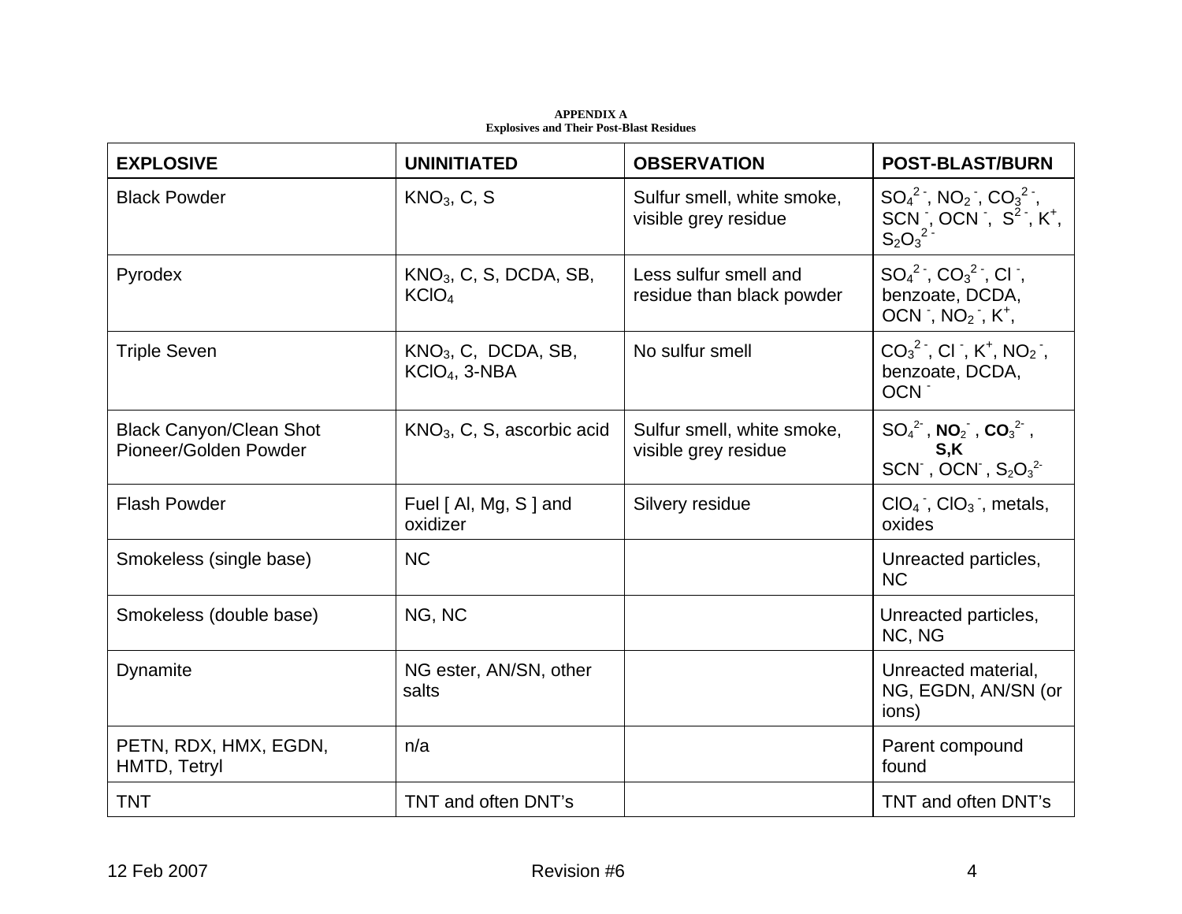**APPENDIX A**
**Explosives and Their Post-Blast Residues**

| EXPLOSIVE | UNINITIATED | OBSERVATION | POST-BLAST/BURN |
|---|---|---|---|
| Black Powder | $KNO_3$, C, S | Sulfur smell, white smoke, visible grey residue | $SO_4^{2-}$, $NO_2^-$, $CO_3^{2-}$, $SCN^-$, $OCN^-$, $S^{2-}$, $K^+$, $S_2O_3^{2-}$ |
| Pyrodex | $KNO_3$, C, S, DCDA, SB, $KClO_4$ | Less sulfur smell and residue than black powder | $SO_4^{2-}$, $CO_3^{2-}$, $Cl^-$, benzoate, DCDA, $OCN^-$, $NO_2^-$, $K^+$, |
| Triple Seven | $KNO_3$, C, DCDA, SB, $KClO_4$, 3-NBA | No sulfur smell | $CO_3^{2-}$, $Cl^-$, $K^+$, $NO_2^-$, benzoate, DCDA, $OCN^-$ |
| Black Canyon/Clean Shot Pioneer/Golden Powder | $KNO_3$, C, S, ascorbic acid | Sulfur smell, white smoke, visible grey residue | $SO_4^{2-}$, **$NO_2^-$**, **$CO_3^{2-}$**, **S,K** $SCN^-$, $OCN^-$, $S_2O_3^{2-}$ |
| Flash Powder | Fuel [ Al, Mg, S ] and oxidizer | Silvery residue | $ClO_4^-$, $ClO_3^-$, metals, oxides |
| Smokeless (single base) | NC | | Unreacted particles, NC |
| Smokeless (double base) | NG, NC | | Unreacted particles, NC, NG |
| Dynamite | NG ester, AN/SN, other salts | | Unreacted material, NG, EGDN, AN/SN (or ions) |
| PETN, RDX, HMX, EGDN, HMTD, Tetryl | n/a | | Parent compound found |
| TNT | TNT and often DNT's | | TNT and often DNT's |

12 Feb 2007 Revision #6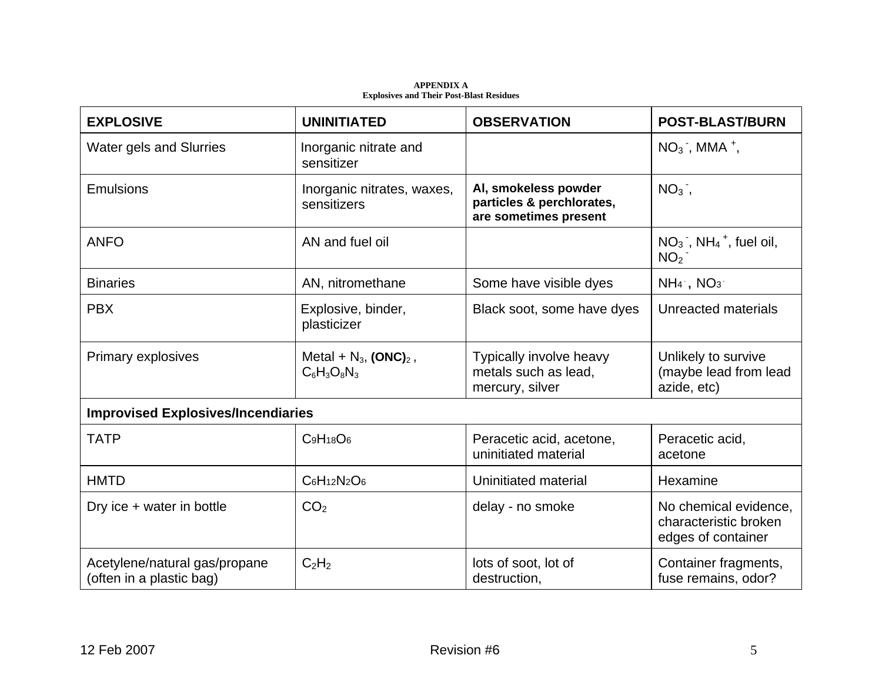**APPENDIX A**
**Explosives and Their Post-Blast Residues**

| EXPLOSIVE | UNINITIATED | OBSERVATION | POST-BLAST/BURN |
|---|---|---|---|
| Water gels and Slurries | Inorganic nitrate and sensitizer | | $NO_3^-$, MMA $^+$, |
| Emulsions | Inorganic nitrates, waxes, sensitizers | **Al, smokeless powder particles & perchlorates, are sometimes present** | $NO_3^-$, |
| ANFO | AN and fuel oil | | $NO_3^-$, $NH_4^+$, fuel oil, $NO_2^-$ |
| Binaries | AN, nitromethane | Some have visible dyes | $NH_4^-$, $NO_3^-$ |
| PBX | Explosive, binder, plasticizer | Black soot, some have dyes | Unreacted materials |
| Primary explosives | Metal + $N_3$, **$(ONC)_2$**, $C_6H_3O_8N_3$ | Typically involve heavy metals such as lead, mercury, silver | Unlikely to survive (maybe lead from lead azide, etc) |
| **Improvised Explosives/Incendiaries** | | | |
| TATP | $C_9H_{18}O_6$ | Peracetic acid, acetone, uninitiated material | Peracetic acid, acetone |
| HMTD | $C_6H_{12}N_2O_6$ | Uninitiated material | Hexamine |
| Dry ice + water in bottle | $CO_2$ | delay - no smoke | No chemical evidence, characteristic broken edges of container |
| Acetylene/natural gas/propane (often in a plastic bag) | $C_2H_2$ | lots of soot, lot of destruction, | Container fragments, fuse remains, odor? |

12 Feb 2007 Revision #6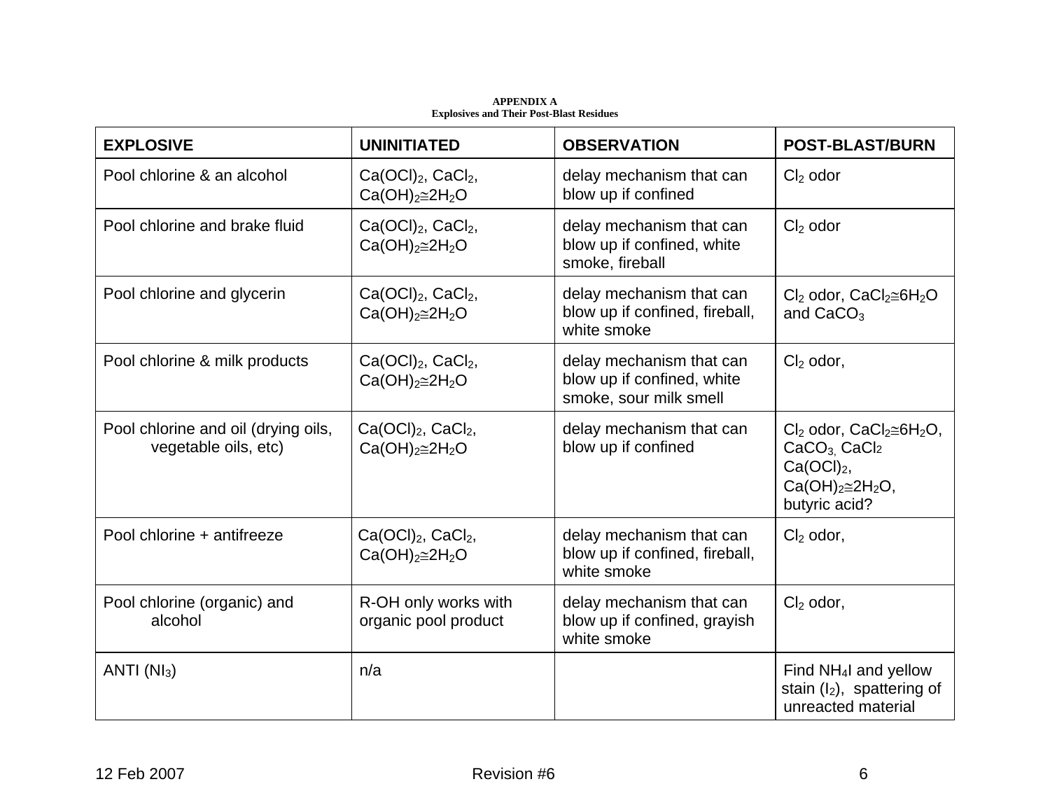**APPENDIX A**
**Explosives and Their Post-Blast Residues**

| EXPLOSIVE | UNINITIATED | OBSERVATION | POST-BLAST/BURN |
|---|---|---|---|
| Pool chlorine & an alcohol | $Ca(OCl)_2$, $CaCl_2$, $Ca(OH)_2 \cong 2H_2O$ | delay mechanism that can blow up if confined | $Cl_2$ odor |
| Pool chlorine and brake fluid | $Ca(OCl)_2$, $CaCl_2$, $Ca(OH)_2 \cong 2H_2O$ | delay mechanism that can blow up if confined, white smoke, fireball | $Cl_2$ odor |
| Pool chlorine and glycerin | $Ca(OCl)_2$, $CaCl_2$, $Ca(OH)_2 \cong 2H_2O$ | delay mechanism that can blow up if confined, fireball, white smoke | $Cl_2$ odor, $CaCl_2 \cong 6H_2O$ and $CaCO_3$ |
| Pool chlorine & milk products | $Ca(OCl)_2$, $CaCl_2$, $Ca(OH)_2 \cong 2H_2O$ | delay mechanism that can blow up if confined, white smoke, sour milk smell | $Cl_2$ odor, |
| Pool chlorine and oil (drying oils, vegetable oils, etc) | $Ca(OCl)_2$, $CaCl_2$, $Ca(OH)_2 \cong 2H_2O$ | delay mechanism that can blow up if confined | $Cl_2$ odor, $CaCl_2 \cong 6H_2O$, $CaCO_3$, $CaCl_2$ $Ca(OCl)_2$, $Ca(OH)_2 \cong 2H_2O$, butyric acid? |
| Pool chlorine + antifreeze | $Ca(OCl)_2$, $CaCl_2$, $Ca(OH)_2 \cong 2H_2O$ | delay mechanism that can blow up if confined, fireball, white smoke | $Cl_2$ odor, |
| Pool chlorine (organic) and alcohol | R-OH only works with organic pool product | delay mechanism that can blow up if confined, grayish white smoke | $Cl_2$ odor, |
| ANTI ($NI_3$) | n/a | | Find $NH_4I$ and yellow stain ($I_2$), spattering of unreacted material |

12 Feb 2007 Revision #6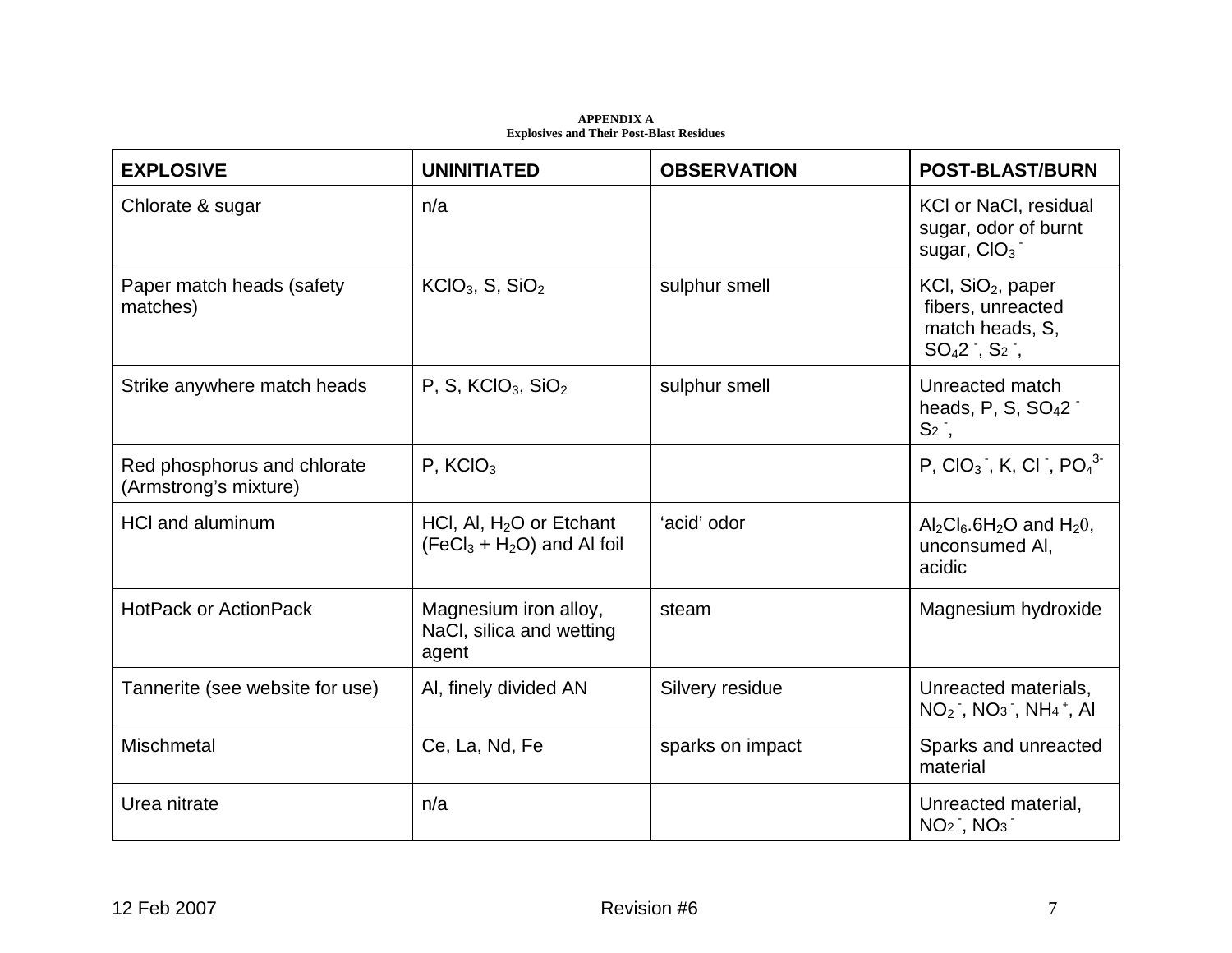**APPENDIX A**
**Explosives and Their Post-Blast Residues**

| EXPLOSIVE | UNINITIATED | OBSERVATION | POST-BLAST/BURN |
|---|---|---|---|
| Chlorate & sugar | n/a | | KCl or NaCl, residual sugar, odor of burnt sugar, $ClO_3^-$ |
| Paper match heads (safety matches) | $KClO_3$, S, $SiO_2$ | sulphur smell | KCl, $SiO_2$, paper fibers, unreacted match heads, S, $SO_4 2^-$, $S_2^-$, |
| Strike anywhere match heads | P, S, $KClO_3$, $SiO_2$ | sulphur smell | Unreacted match heads, P, S, $SO_4 2^-$ $S_2^-$, |
| Red phosphorus and chlorate (Armstrong's mixture) | P, $KClO_3$ | | P, $ClO_3^-$, K, $Cl^-$, $PO_4^{3-}$ |
| HCl and aluminum | HCl, Al, $H_2O$ or Etchant ($FeCl_3$ + $H_2O$) and Al foil | 'acid' odor | $Al_2Cl_6.6H_2O$ and $H_20$, unconsumed Al, acidic |
| HotPack or ActionPack | Magnesium iron alloy, NaCl, silica and wetting agent | steam | Magnesium hydroxide |
| Tannerite (see website for use) | Al, finely divided AN | Silvery residue | Unreacted materials, $NO_2^-$, $NO_3^-$, $NH_4^+$, Al |
| Mischmetal | Ce, La, Nd, Fe | sparks on impact | Sparks and unreacted material |
| Urea nitrate | n/a | | Unreacted material, $NO_2^-$, $NO_3^-$ |

12 Feb 2007 Revision #6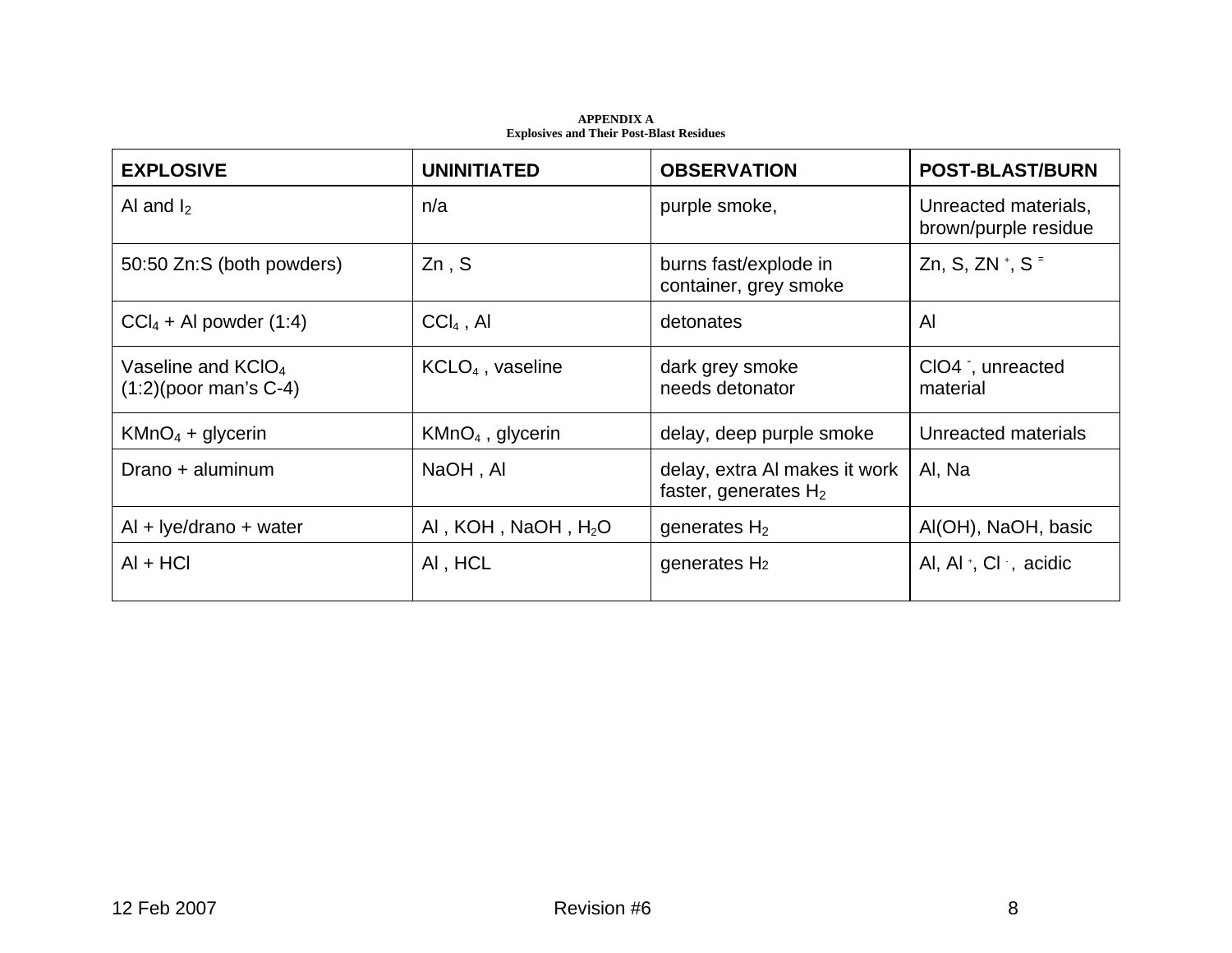**APPENDIX A**
**Explosives and Their Post-Blast Residues**

| EXPLOSIVE | UNINITIATED | OBSERVATION | POST-BLAST/BURN |
|---|---|---|---|
| Al and $I_2$ | n/a | purple smoke, | Unreacted materials, brown/purple residue |
| 50:50 Zn:S (both powders) | Zn , S | burns fast/explode in container, grey smoke | Zn, S, $ZN^{+}$, $S^{=}$ |
| $CCl_4$ + Al powder (1:4) | $CCl_4$ , Al | detonates | Al |
| Vaseline and $KClO_4$ (1:2)(poor man's C-4) | $KCLO_4$ , vaseline | dark grey smoke needs detonator | $ClO4^{-}$, unreacted material |
| $KMnO_4$ + glycerin | $KMnO_4$ , glycerin | delay, deep purple smoke | Unreacted materials |
| Drano + aluminum | NaOH , Al | delay, extra Al makes it work faster, generates $H_2$ | Al, Na |
| Al + lye/drano + water | Al , KOH , NaOH , $H_2O$ | generates $H_2$ | Al(OH), NaOH, basic |
| Al + HCl | Al , HCL | generates $H_2$ | Al, $Al^{+}$, $Cl^{-}$, acidic |

12 Feb 2007 Revision #6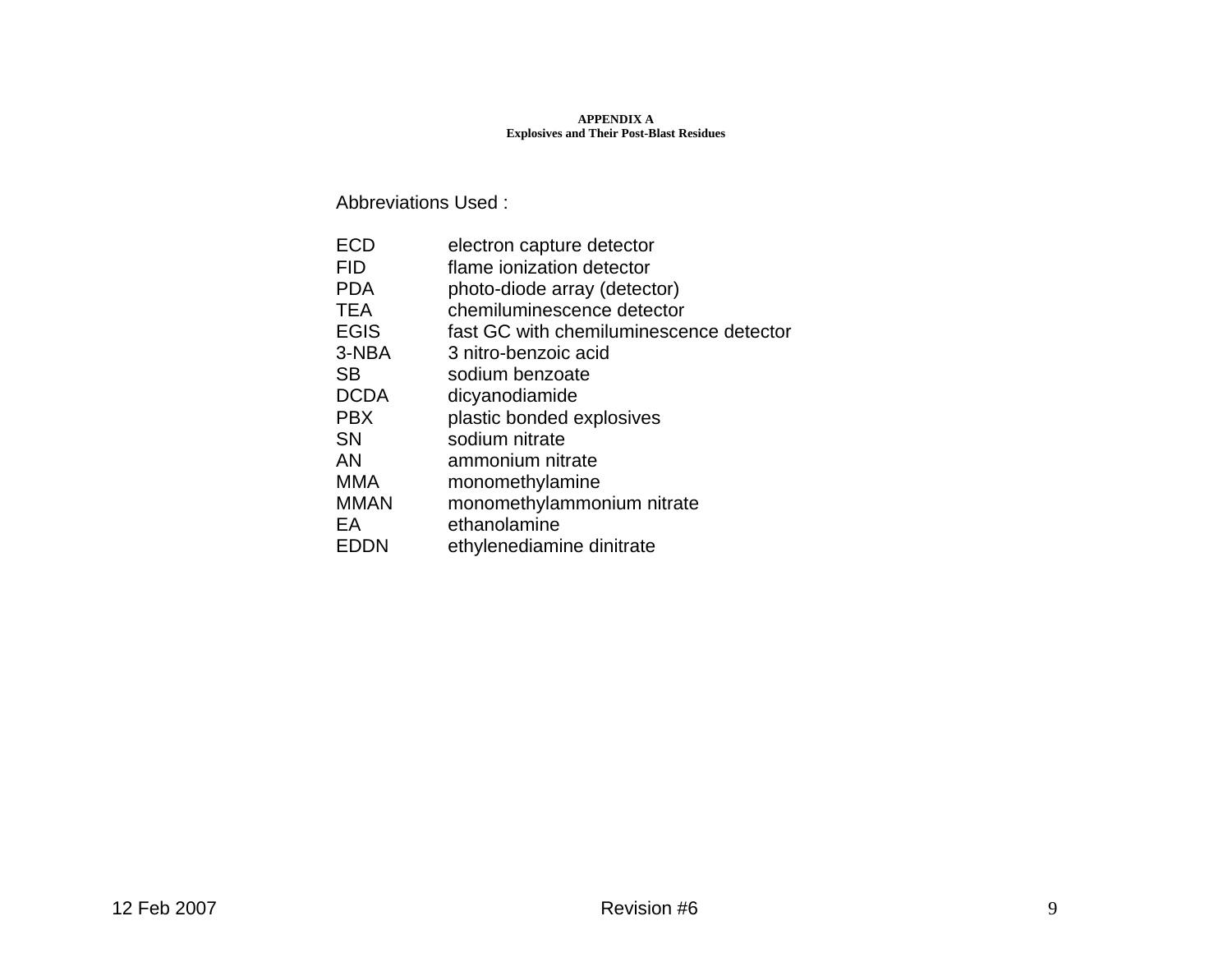# APPENDIX A
## Explosives and Their Post-Blast Residues

Abbreviations Used :

| | |
|---|---|
| ECD | electron capture detector |
| FID | flame ionization detector |
| PDA | photo-diode array (detector) |
| TEA | chemiluminescence detector |
| EGIS | fast GC with chemiluminescence detector |
| 3-NBA | 3 nitro-benzoic acid |
| SB | sodium benzoate |
| DCDA | dicyanodiamide |
| PBX | plastic bonded explosives |
| SN | sodium nitrate |
| AN | ammonium nitrate |
| MMA | monomethylamine |
| MMAN | monomethylammonium nitrate |
| EA | ethanolamine |
| EDDN | ethylenediamine dinitrate |